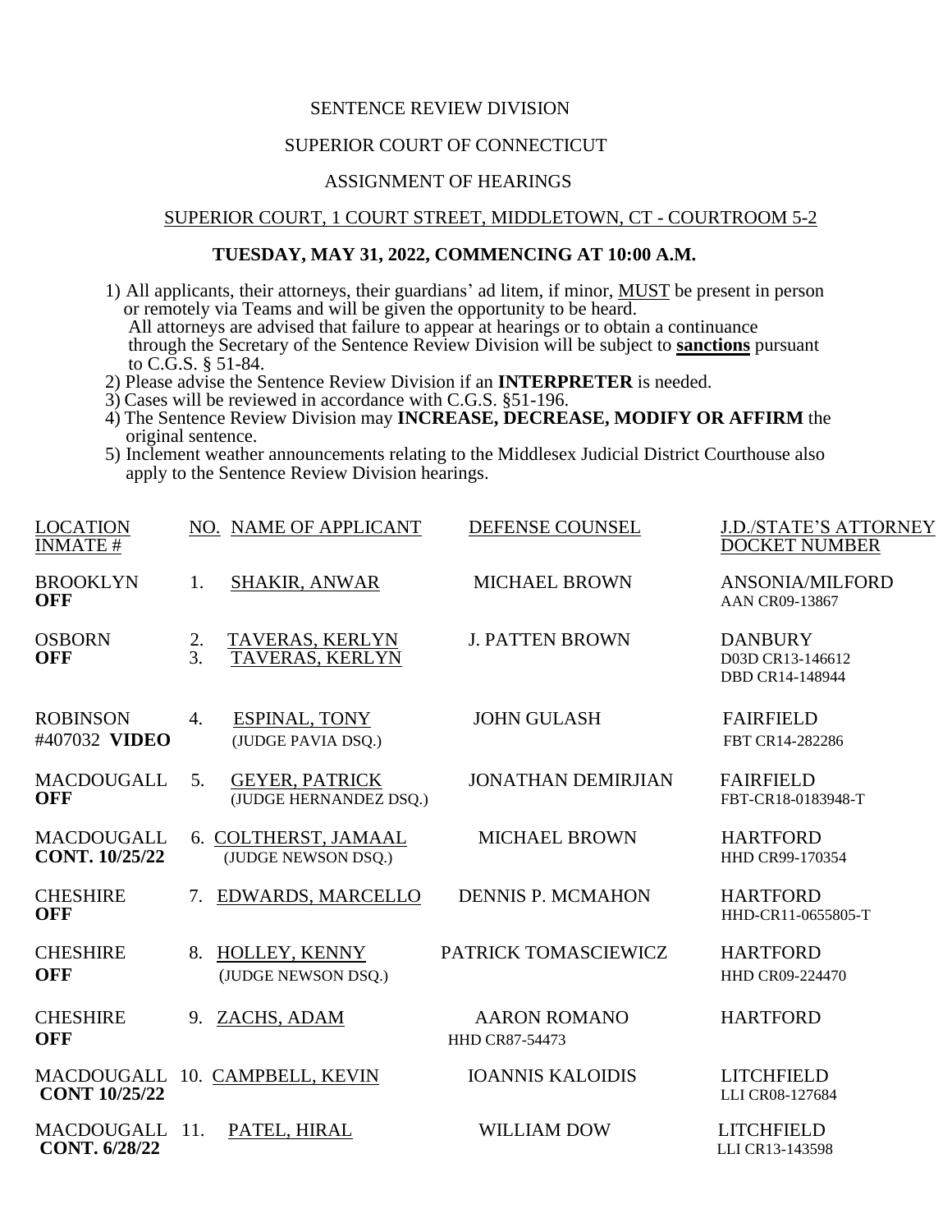SENTENCE REVIEW DIVISION

SUPERIOR COURT OF CONNECTICUT

ASSIGNMENT OF HEARINGS

SUPERIOR COURT, 1 COURT STREET, MIDDLETOWN, CT - COURTROOM 5-2

**TUESDAY, MAY 31, 2022, COMMENCING AT 10:00 A.M.**

1) All applicants, their attorneys, their guardians' ad litem, if minor, MUST be present in person or remotely via Teams and will be given the opportunity to be heard. All attorneys are advised that failure to appear at hearings or to obtain a continuance through the Secretary of the Sentence Review Division will be subject to **sanctions** pursuant to C.G.S. § 51-84.
2) Please advise the Sentence Review Division if an **INTERPRETER** is needed.
3) Cases will be reviewed in accordance with C.G.S. §51-196.
4) The Sentence Review Division may **INCREASE, DECREASE, MODIFY OR AFFIRM** the original sentence.
5) Inclement weather announcements relating to the Middlesex Judicial District Courthouse also apply to the Sentence Review Division hearings.

| LOCATION / INMATE # | NO. | NAME OF APPLICANT | DEFENSE COUNSEL | J.D./STATE'S ATTORNEY / DOCKET NUMBER |
|---|---|---|---|---|
| BROOKLYN **OFF** | 1. | SHAKIR, ANWAR | MICHAEL BROWN | ANSONIA/MILFORD AAN CR09-13867 |
| OSBORN **OFF** | 2. 3. | TAVERAS, KERLYN TAVERAS, KERLYN | J. PATTEN BROWN | DANBURY D03D CR13-146612 DBD CR14-148944 |
| ROBINSON #407032 **VIDEO** | 4. | ESPINAL, TONY (JUDGE PAVIA DSQ.) | JOHN GULASH | FAIRFIELD FBT CR14-282286 |
| MACDOUGALL **OFF** | 5. | GEYER, PATRICK (JUDGE HERNANDEZ DSQ.) | JONATHAN DEMIRJIAN | FAIRFIELD FBT-CR18-0183948-T |
| MACDOUGALL **CONT. 10/25/22** | 6. | COLTHERST, JAMAAL (JUDGE NEWSON DSQ.) | MICHAEL BROWN | HARTFORD HHD CR99-170354 |
| CHESHIRE **OFF** | 7. | EDWARDS, MARCELLO | DENNIS P. MCMAHON | HARTFORD HHD-CR11-0655805-T |
| CHESHIRE **OFF** | 8. | HOLLEY, KENNY (JUDGE NEWSON DSQ.) | PATRICK TOMASCIEWICZ | HARTFORD HHD CR09-224470 |
| CHESHIRE **OFF** | 9. | ZACHS, ADAM | AARON ROMANO HHD CR87-54473 | HARTFORD |
| MACDOUGALL **CONT 10/25/22** | 10. | CAMPBELL, KEVIN | IOANNIS KALOIDIS | LITCHFIELD LLI CR08-127684 |
| MACDOUGALL **CONT. 6/28/22** | 11. | PATEL, HIRAL | WILLIAM DOW | LITCHFIELD LLI CR13-143598 |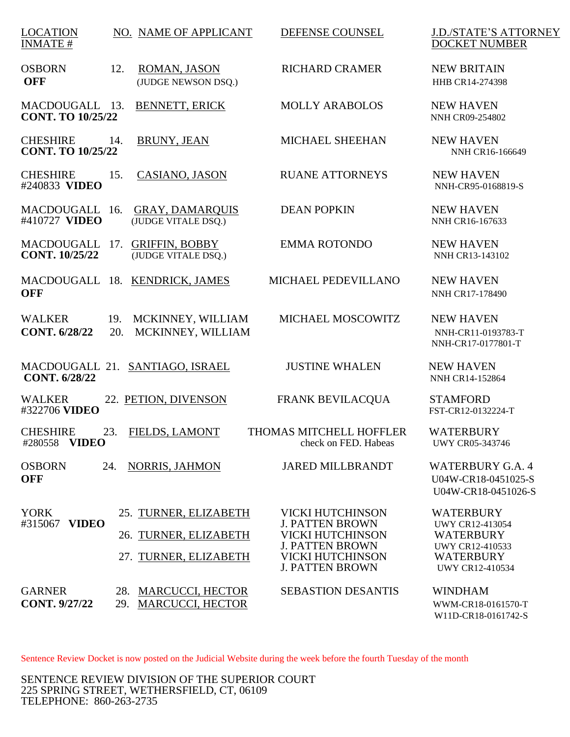| LOCATION INMATE # | NO. | NAME OF APPLICANT | DEFENSE COUNSEL | J.D./STATE'S ATTORNEY DOCKET NUMBER |
|---|---|---|---|---|
| OSBORN **OFF** | 12. | ROMAN, JASON (JUDGE NEWSON DSQ.) | RICHARD CRAMER | NEW BRITAIN HHB CR14-274398 |
| MACDOUGALL **CONT. TO 10/25/22** | 13. | BENNETT, ERICK | MOLLY ARABOLOS | NEW HAVEN NNH CR09-254802 |
| CHESHIRE **CONT. TO 10/25/22** | 14. | BRUNY, JEAN | MICHAEL SHEEHAN | NEW HAVEN NNH CR16-166649 |
| CHESHIRE #240833 **VIDEO** | 15. | CASIANO, JASON | RUANE ATTORNEYS | NEW HAVEN NNH-CR95-0168819-S |
| MACDOUGALL #410727 **VIDEO** | 16. | GRAY, DAMARQUIS (JUDGE VITALE DSQ.) | DEAN POPKIN | NEW HAVEN NNH CR16-167633 |
| MACDOUGALL **CONT. 10/25/22** | 17. | GRIFFIN, BOBBY (JUDGE VITALE DSQ.) | EMMA ROTONDO | NEW HAVEN NNH CR13-143102 |
| MACDOUGALL **OFF** | 18. | KENDRICK, JAMES | MICHAEL PEDEVILLANO | NEW HAVEN NNH CR17-178490 |
| WALKER **CONT. 6/28/22** | 19. | MCKINNEY, WILLIAM | MICHAEL MOSCOWITZ | NEW HAVEN NNH-CR11-0193783-T |
| | 20. | MCKINNEY, WILLIAM | | NNH-CR17-0177801-T |
| MACDOUGALL **CONT. 6/28/22** | 21. | SANTIAGO, ISRAEL | JUSTINE WHALEN | NEW HAVEN NNH CR14-152864 |
| WALKER #322706 **VIDEO** | 22. | PETION, DIVENSON | FRANK BEVILACQUA | STAMFORD FST-CR12-0132224-T |
| CHESHIRE #280558 **VIDEO** | 23. | FIELDS, LAMONT | THOMAS MITCHELL HOFFLER check on FED. Habeas | WATERBURY UWY CR05-343746 |
| OSBORN **OFF** | 24. | NORRIS, JAHMON | JARED MILLBRANDT | WATERBURY G.A. 4 U04W-CR18-0451025-S U04W-CR18-0451026-S |
| YORK #315067 **VIDEO** | 25. | TURNER, ELIZABETH | VICKI HUTCHINSON J. PATTEN BROWN | WATERBURY UWY CR12-413054 |
| | 26. | TURNER, ELIZABETH | VICKI HUTCHINSON J. PATTEN BROWN | WATERBURY UWY CR12-410533 |
| | 27. | TURNER, ELIZABETH | VICKI HUTCHINSON J. PATTEN BROWN | WATERBURY UWY CR12-410534 |
| GARNER **CONT. 9/27/22** | 28. | MARCUCCI, HECTOR | SEBASTION DESANTIS | WINDHAM WWM-CR18-0161570-T |
| | 29. | MARCUCCI, HECTOR | | W11D-CR18-0161742-S |

Sentence Review Docket is now posted on the Judicial Website during the week before the fourth Tuesday of the month

SENTENCE REVIEW DIVISION OF THE SUPERIOR COURT
225 SPRING STREET, WETHERSFIELD, CT, 06109
TELEPHONE: 860-263-2735